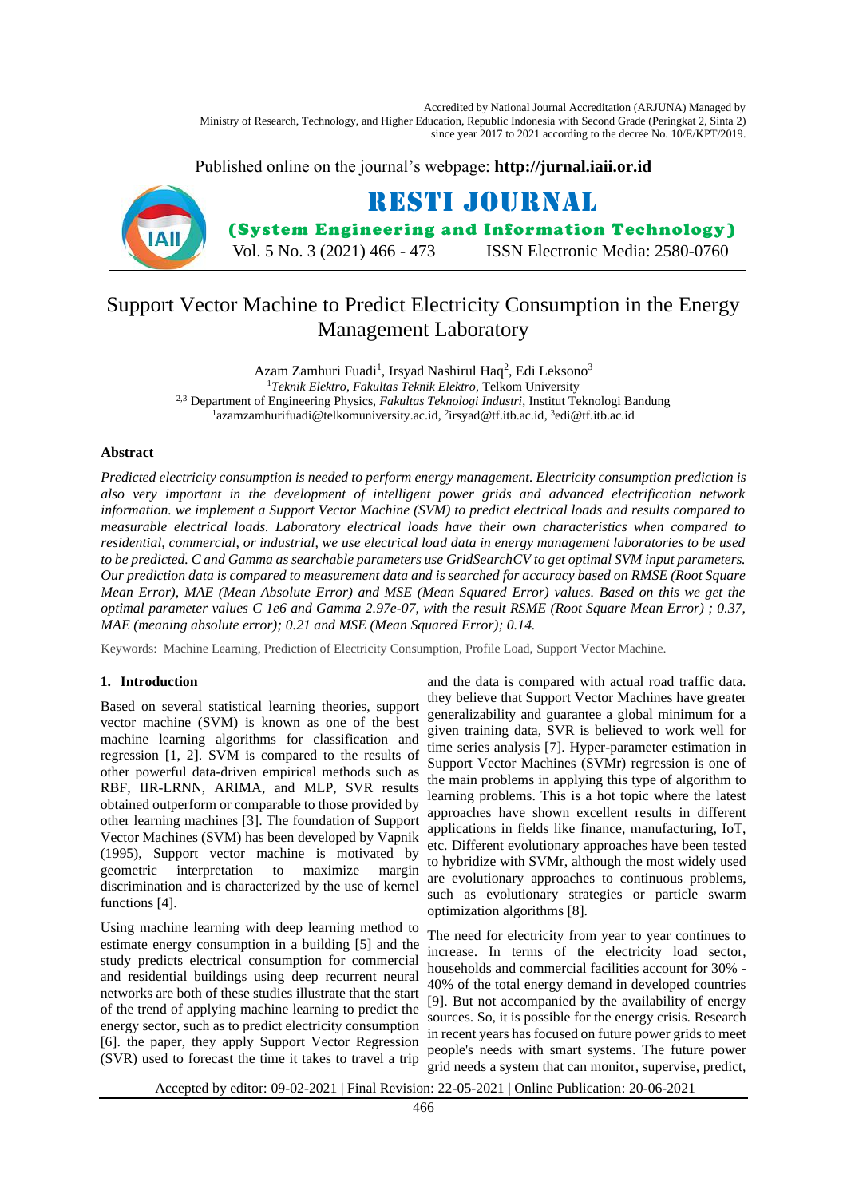# Support Vector Machine to Predict Electricity Consumption in the Energy Management Laboratory

Azam Zamhuri Fuadi[1], Irsyad Nashirul Haq[2], Edi Leksono[3]

[1]*Teknik Elektro, Fakultas Teknik Elektro*, Telkom University

[2,3] Department of Engineering Physics, *Fakultas Teknologi Industri*, Institut Teknologi Bandung

[1]azamzamhurifuadi@telkomuniversity.ac.id, [2]irsyad@tf.itb.ac.id, [3]edi@tf.itb.ac.id

### Abstract

*Predicted electricity consumption is needed to perform energy management. Electricity consumption prediction is also very important in the development of intelligent power grids and advanced electrification network information. we implement a Support Vector Machine (SVM) to predict electrical loads and results compared to measurable electrical loads. Laboratory electrical loads have their own characteristics when compared to residential, commercial, or industrial, we use electrical load data in energy management laboratories to be used to be predicted. C and Gamma as searchable parameters use GridSearchCV to get optimal SVM input parameters. Our prediction data is compared to measurement data and is searched for accuracy based on RMSE (Root Square Mean Error), MAE (Mean Absolute Error) and MSE (Mean Squared Error) values. Based on this we get the optimal parameter values C 1e6 and Gamma 2.97e-07, with the result RSME (Root Square Mean Error) ; 0.37, MAE (meaning absolute error); 0.21 and MSE (Mean Squared Error); 0.14.*

Keywords: Machine Learning, Prediction of Electricity Consumption, Profile Load, Support Vector Machine.

## 1. Introduction

Based on several statistical learning theories, support vector machine (SVM) is known as one of the best machine learning algorithms for classification and regression [1, 2]. SVM is compared to the results of other powerful data-driven empirical methods such as RBF, IIR-LRNN, ARIMA, and MLP, SVR results obtained outperform or comparable to those provided by other learning machines [3]. The foundation of Support Vector Machines (SVM) has been developed by Vapnik (1995), Support vector machine is motivated by geometric interpretation to maximize margin discrimination and is characterized by the use of kernel functions [4].

Using machine learning with deep learning method to estimate energy consumption in a building [5] and the study predicts electrical consumption for commercial and residential buildings using deep recurrent neural networks are both of these studies illustrate that the start of the trend of applying machine learning to predict the energy sector, such as to predict electricity consumption [6]. the paper, they apply Support Vector Regression (SVR) used to forecast the time it takes to travel a trip and the data is compared with actual road traffic data. they believe that Support Vector Machines have greater generalizability and guarantee a global minimum for a given training data, SVR is believed to work well for time series analysis [7]. Hyper-parameter estimation in Support Vector Machines (SVMr) regression is one of the main problems in applying this type of algorithm to learning problems. This is a hot topic where the latest approaches have shown excellent results in different applications in fields like finance, manufacturing, IoT, etc. Different evolutionary approaches have been tested to hybridize with SVMr, although the most widely used are evolutionary approaches to continuous problems, such as evolutionary strategies or particle swarm optimization algorithms [8].

The need for electricity from year to year continues to increase. In terms of the electricity load sector, households and commercial facilities account for 30% - 40% of the total energy demand in developed countries [9]. But not accompanied by the availability of energy sources. So, it is possible for the energy crisis. Research in recent years has focused on future power grids to meet people's needs with smart systems. The future power grid needs a system that can monitor, supervise, predict,

Accepted by editor: 09-02-2021 | Final Revision: 22-05-2021 | Online Publication: 20-06-2021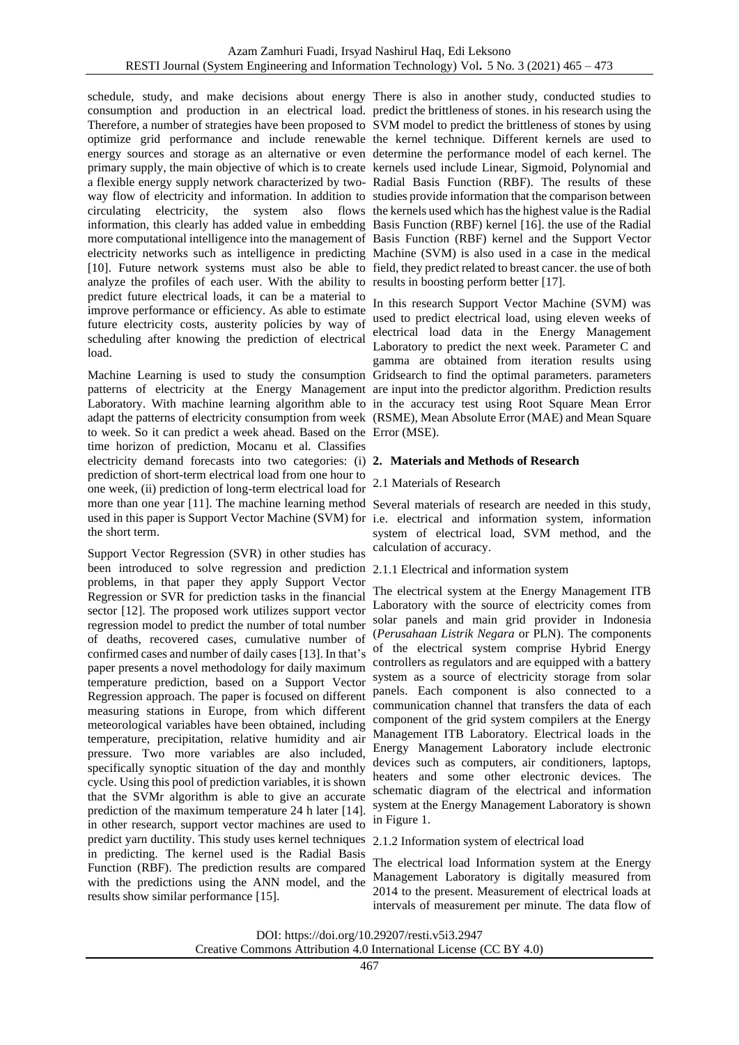schedule, study, and make decisions about energy consumption and production in an electrical load. Therefore, a number of strategies have been proposed to optimize grid performance and include renewable energy sources and storage as an alternative or even primary supply, the main objective of which is to create a flexible energy supply network characterized by two-way flow of electricity and information. In addition to circulating electricity, the system also flows information, this clearly has added value in embedding more computational intelligence into the management of electricity networks such as intelligence in predicting [10]. Future network systems must also be able to analyze the profiles of each user. With the ability to predict future electrical loads, it can be a material to improve performance or efficiency. As able to estimate future electricity costs, austerity policies by way of scheduling after knowing the prediction of electrical load.

Machine Learning is used to study the consumption patterns of electricity at the Energy Management Laboratory. With machine learning algorithm able to adapt the patterns of electricity consumption from week to week. So it can predict a week ahead. Based on the time horizon of prediction, Mocanu et al. Classifies electricity demand forecasts into two categories: (i) prediction of short-term electrical load from one hour to one week, (ii) prediction of long-term electrical load for more than one year [11]. The machine learning method used in this paper is Support Vector Machine (SVM) for the short term.

Support Vector Regression (SVR) in other studies has been introduced to solve regression and prediction problems, in that paper they apply Support Vector Regression or SVR for prediction tasks in the financial sector [12]. The proposed work utilizes support vector regression model to predict the number of total number of deaths, recovered cases, cumulative number of confirmed cases and number of daily cases [13]. In that's paper presents a novel methodology for daily maximum temperature prediction, based on a Support Vector Regression approach. The paper is focused on different measuring stations in Europe, from which different meteorological variables have been obtained, including temperature, precipitation, relative humidity and air pressure. Two more variables are also included, specifically synoptic situation of the day and monthly cycle. Using this pool of prediction variables, it is shown that the SVMr algorithm is able to give an accurate prediction of the maximum temperature 24 h later [14]. in other research, support vector machines are used to predict yarn ductility. This study uses kernel techniques in predicting. The kernel used is the Radial Basis Function (RBF). The prediction results are compared with the predictions using the ANN model, and the results show similar performance [15].

There is also in another study, conducted studies to predict the brittleness of stones. in his research using the SVM model to predict the brittleness of stones by using the kernel technique. Different kernels are used to determine the performance model of each kernel. The kernels used include Linear, Sigmoid, Polynomial and Radial Basis Function (RBF). The results of these studies provide information that the comparison between the kernels used which has the highest value is the Radial Basis Function (RBF) kernel [16]. the use of the Radial Basis Function (RBF) kernel and the Support Vector Machine (SVM) is also used in a case in the medical field, they predict related to breast cancer. the use of both results in boosting perform better [17].

In this research Support Vector Machine (SVM) was used to predict electrical load, using eleven weeks of electrical load data in the Energy Management Laboratory to predict the next week. Parameter C and gamma are obtained from iteration results using Gridsearch to find the optimal parameters. parameters are input into the predictor algorithm. Prediction results in the accuracy test using Root Square Mean Error (RSME), Mean Absolute Error (MAE) and Mean Square Error (MSE).

## 2. Materials and Methods of Research

### 2.1 Materials of Research

Several materials of research are needed in this study, i.e. electrical and information system, information system of electrical load, SVM method, and the calculation of accuracy.

#### 2.1.1 Electrical and information system

The electrical system at the Energy Management ITB Laboratory with the source of electricity comes from solar panels and main grid provider in Indonesia (*Perusahaan Listrik Negara* or PLN). The components of the electrical system comprise Hybrid Energy controllers as regulators and are equipped with a battery system as a source of electricity storage from solar panels. Each component is also connected to a communication channel that transfers the data of each component of the grid system compilers at the Energy Management ITB Laboratory. Electrical loads in the Energy Management Laboratory include electronic devices such as computers, air conditioners, laptops, heaters and some other electronic devices. The schematic diagram of the electrical and information system at the Energy Management Laboratory is shown in Figure 1.

#### 2.1.2 Information system of electrical load

The electrical load Information system at the Energy Management Laboratory is digitally measured from 2014 to the present. Measurement of electrical loads at intervals of measurement per minute. The data flow of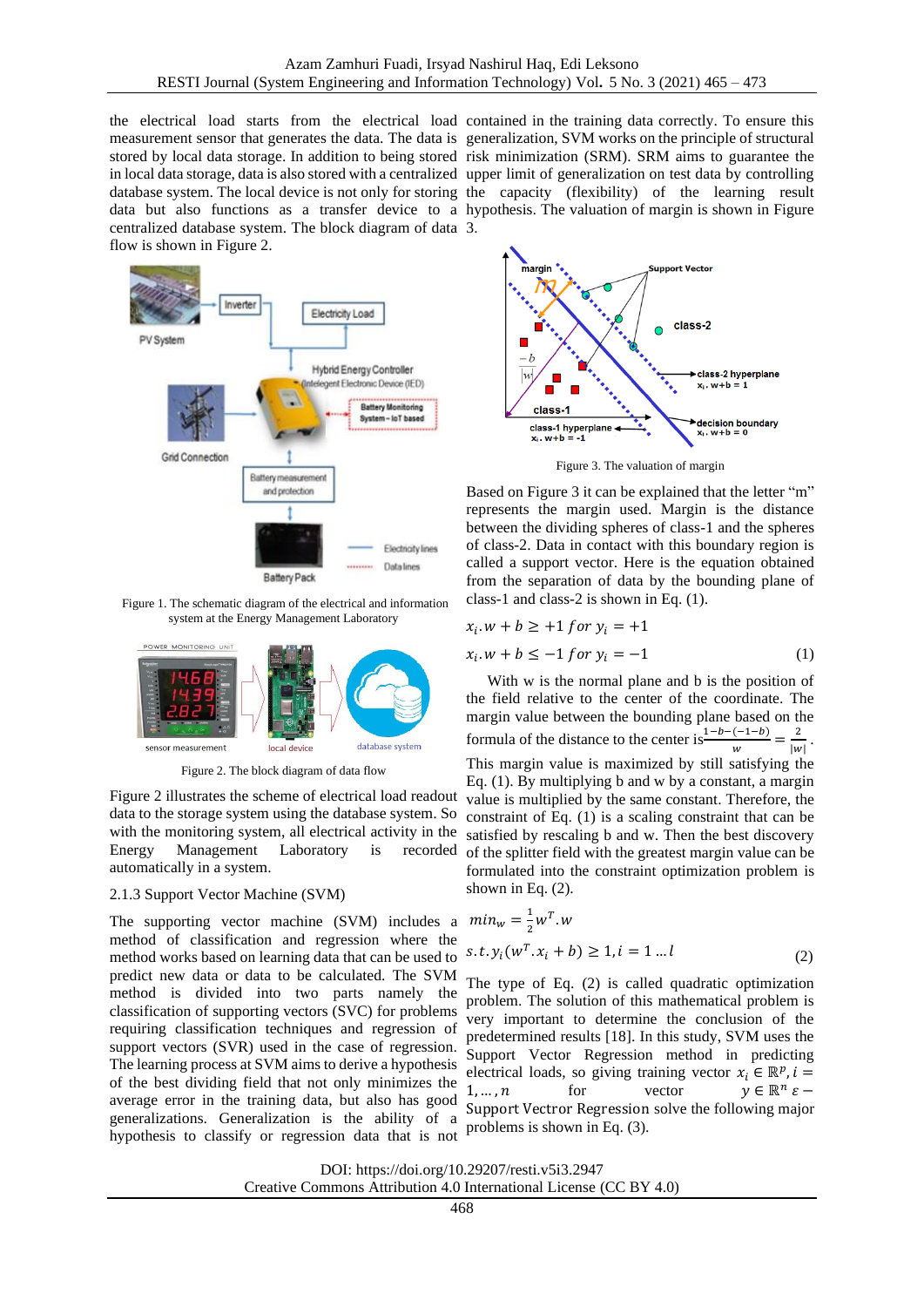the electrical load starts from the electrical load measurement sensor that generates the data. The data is stored by local data storage. In addition to being stored in local data storage, data is also stored with a centralized database system. The local device is not only for storing data but also functions as a transfer device to a centralized database system. The block diagram of data flow is shown in Figure 2.

Figure 1. The schematic diagram of the electrical and information system at the Energy Management Laboratory

Figure 2. The block diagram of data flow

Figure 2 illustrates the scheme of electrical load readout data to the storage system using the database system. So with the monitoring system, all electrical activity in the Energy Management Laboratory is recorded automatically in a system.

### 2.1.3 Support Vector Machine (SVM)

The supporting vector machine (SVM) includes a method of classification and regression where the method works based on learning data that can be used to predict new data or data to be calculated. The SVM method is divided into two parts namely the classification of supporting vectors (SVC) for problems requiring classification techniques and regression of support vectors (SVR) used in the case of regression. The learning process at SVM aims to derive a hypothesis of the best dividing field that not only minimizes the average error in the training data, but also has good generalizations. Generalization is the ability of a hypothesis to classify or regression data that is not contained in the training data correctly. To ensure this generalization, SVM works on the principle of structural risk minimization (SRM). SRM aims to guarantee the upper limit of generalization on test data by controlling the capacity (flexibility) of the learning result hypothesis. The valuation of margin is shown in Figure 3.

Figure 3. The valuation of margin

Based on Figure 3 it can be explained that the letter "m" represents the margin used. Margin is the distance between the dividing spheres of class-1 and the spheres of class-2. Data in contact with this boundary region is called a support vector. Here is the equation obtained from the separation of data by the bounding plane of class-1 and class-2 is shown in Eq. (1).

$$x_i.w + b \geq +1 \; for \; y_i = +1$$
$$x_i.w + b \leq -1 \; for \; y_i = -1 \quad (1)$$

With w is the normal plane and b is the position of the field relative to the center of the coordinate. The margin value between the bounding plane based on the formula of the distance to the center is $\frac{1-b-(-1-b)}{w} = \frac{2}{|w|}$. This margin value is maximized by still satisfying the Eq. (1). By multiplying b and w by a constant, a margin value is multiplied by the same constant. Therefore, the constraint of Eq. (1) is a scaling constraint that can be satisfied by rescaling b and w. Then the best discovery of the splitter field with the greatest margin value can be formulated into the constraint optimization problem is shown in Eq. (2).

$$min_w = \frac{1}{2} w^T.w$$
$$s.t. \, y_i(w^T.x_i + b) \geq 1, i = 1 \dots l \quad (2)$$

The type of Eq. (2) is called quadratic optimization problem. The solution of this mathematical problem is very important to determine the conclusion of the predetermined results [18]. In this study, SVM uses the Support Vector Regression method in predicting electrical loads, so giving training vector $x_i \in \mathbb{R}^p, i = 1, \dots, n$ for vector $y \in \mathbb{R}^n$ $\varepsilon -$ Support Vectror Regression solve the following major problems is shown in Eq. (3).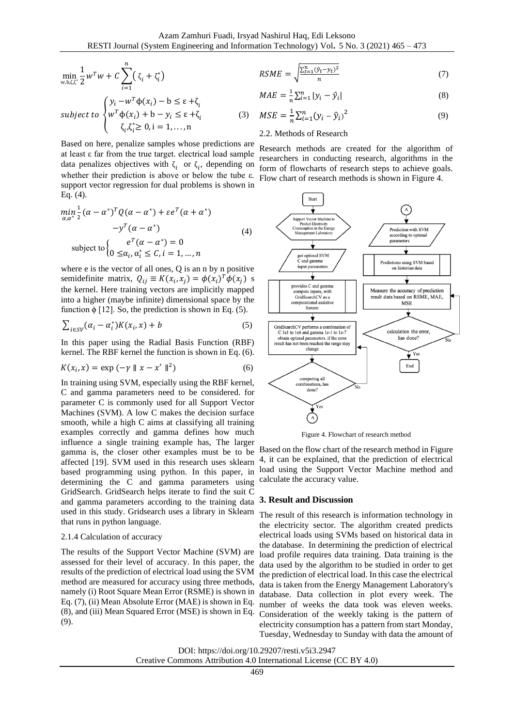$$\min_{w,b,\zeta,\zeta^*} \frac{1}{2} w^T w + C \sum_{i=1}^{n} (\zeta_i + \zeta_i^*)$$

$$\text{subject to } \begin{cases} y_i - w^T \phi(x_i) - b \leq \varepsilon + \zeta_i \\ w^T \phi(x_i) + b - y_i \leq \varepsilon + \zeta_i \\ \zeta_i, \zeta_i^* \geq 0, i = 1, \dots, n \end{cases} \quad (3)$$

Based on here, penalize samples whose predictions are at least ε far from the true target. electrical load sample data penalizes objectives with $\zeta_i$ or $\zeta_i$, depending on whether their prediction is above or below the tube ε. support vector regression for dual problems is shown in Eq. (4).

$$\min_{\alpha,\alpha^*} \frac{1}{2} (\alpha - \alpha^*)^T Q (\alpha - \alpha^*) + \varepsilon e^T (\alpha + \alpha^*) - y^T (\alpha - \alpha^*)$$

$$\text{subject to} \begin{cases} e^T (\alpha - \alpha^*) = 0 \\ 0 \leq \alpha_i, \alpha_i^* \leq C, i = 1, \dots, n \end{cases} \quad (4)$$

where e is the vector of all ones, Q is an n by n positive semidefinite matrix, $Q_{ij} \equiv K(x_i, x_j) = \phi(x_i)^T \phi(x_j)$ s the kernel. Here training vectors are implicitly mapped into a higher (maybe infinite) dimensional space by the function ϕ [12]. So, the prediction is shown in Eq. (5).

$$\sum_{i \in SV} (\alpha_i - \alpha_i^*) K(x_i, x) + b \quad (5)$$

In this paper using the Radial Basis Function (RBF) kernel. The RBF kernel the function is shown in Eq. (6).

$$K(x_i, x) = \exp(-\gamma \parallel x - x' \parallel^2) \quad (6)$$

In training using SVM, especially using the RBF kernel, C and gamma parameters need to be considered. for parameter C is commonly used for all Support Vector Machines (SVM). A low C makes the decision surface smooth, while a high C aims at classifying all training examples correctly and gamma defines how much influence a single training example has, The larger gamma is, the closer other examples must be to be affected [19]. SVM used in this research uses sklearn based programming using python. In this paper, in determining the C and gamma parameters using GridSearch. GridSearch helps iterate to find the suit C and gamma parameters according to the training data used in this study. Gridsearch uses a library in Sklearn that runs in python language.

### 2.1.4 Calculation of accuracy

The results of the Support Vector Machine (SVM) are assessed for their level of accuracy. In this paper, the results of the prediction of electrical load using the SVM method are measured for accuracy using three methods, namely (i) Root Square Mean Error (RSME) is shown in Eq. (7), (ii) Mean Absolute Error (MAE) is shown in Eq. (8), and (iii) Mean Squared Error (MSE) is shown in Eq. (9).

$$RSME = \sqrt{\frac{\sum_{t=1}^{n} (\hat{y}_t - y_t)^2}{n}} \quad (7)$$

$$MAE = \frac{1}{n} \sum_{i=1}^{n} |y_i - \hat{y}_i| \quad (8)$$

$$MSE = \frac{1}{n} \sum_{i=1}^{n} (y_i - \hat{y}_i)^2 \quad (9)$$

### 2.2. Methods of Research

Research methods are created for the algorithm of researchers in conducting research, algorithms in the form of flowcharts of research steps to achieve goals. Flow chart of research methods is shown in Figure 4.

Figure 4. Flowchart of research method

Based on the flow chart of the research method in Figure 4, it can be explained, that the prediction of electrical load using the Support Vector Machine method and calculate the accuracy value.

## 3. Result and Discussion

The result of this research is information technology in the electricity sector. The algorithm created predicts electrical loads using SVMs based on historical data in the database. In determining the prediction of electrical load profile requires data training. Data training is the data used by the algorithm to be studied in order to get the prediction of electrical load. In this case the electrical data is taken from the Energy Management Laboratory's database. Data collection in plot every week. The number of weeks the data took was eleven weeks. Consideration of the weekly taking is the pattern of electricity consumption has a pattern from start Monday, Tuesday, Wednesday to Sunday with data the amount of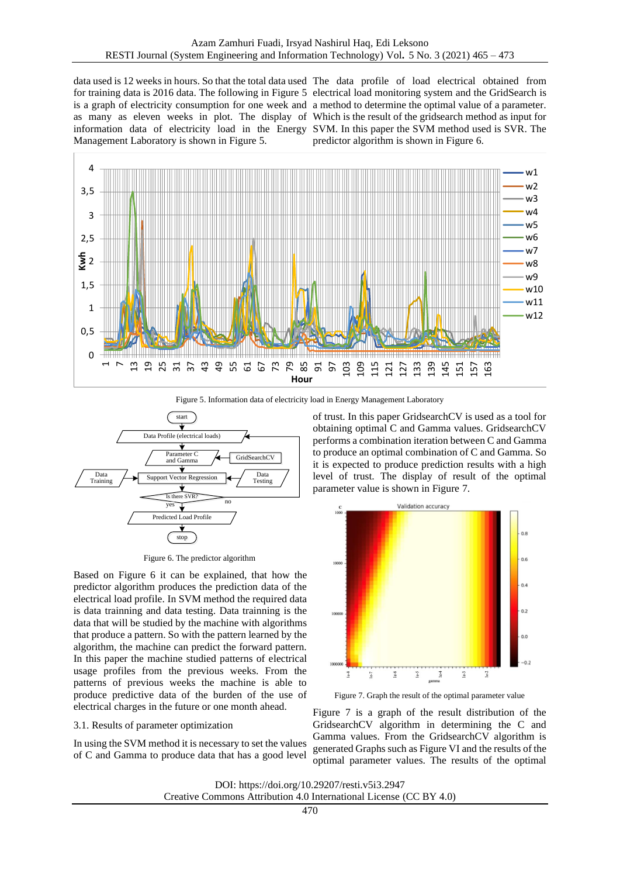data used is 12 weeks in hours. So that the total data used for training data is 2016 data. The following in Figure 5 is a graph of electricity consumption for one week and as many as eleven weeks in plot. The display of information data of electricity load in the Energy Management Laboratory is shown in Figure 5.

The data profile of load electrical obtained from electrical load monitoring system and the GridSearch is a method to determine the optimal value of a parameter. Which is the result of the gridsearch method as input for SVM. In this paper the SVM method used is SVR. The predictor algorithm is shown in Figure 6.

Figure 5. Information data of electricity load in Energy Management Laboratory

Figure 6. The predictor algorithm

Based on Figure 6 it can be explained, that how the predictor algorithm produces the prediction data of the electrical load profile. In SVM method the required data is data trainning and data testing. Data trainning is the data that will be studied by the machine with algorithms that produce a pattern. So with the pattern learned by the algorithm, the machine can predict the forward pattern. In this paper the machine studied patterns of electrical usage profiles from the previous weeks. From the patterns of previous weeks the machine is able to produce predictive data of the burden of the use of electrical charges in the future or one month ahead.

### 3.1. Results of parameter optimization

In using the SVM method it is necessary to set the values of C and Gamma to produce data that has a good level of trust. In this paper GridsearchCV is used as a tool for obtaining optimal C and Gamma values. GridsearchCV performs a combination iteration between C and Gamma to produce an optimal combination of C and Gamma. So it is expected to produce prediction results with a high level of trust. The display of result of the optimal parameter value is shown in Figure 7.

Figure 7. Graph the result of the optimal parameter value

Figure 7 is a graph of the result distribution of the GridsearchCV algorithm in determining the C and Gamma values. From the GridsearchCV algorithm is generated Graphs such as Figure VI and the results of the optimal parameter values. The results of the optimal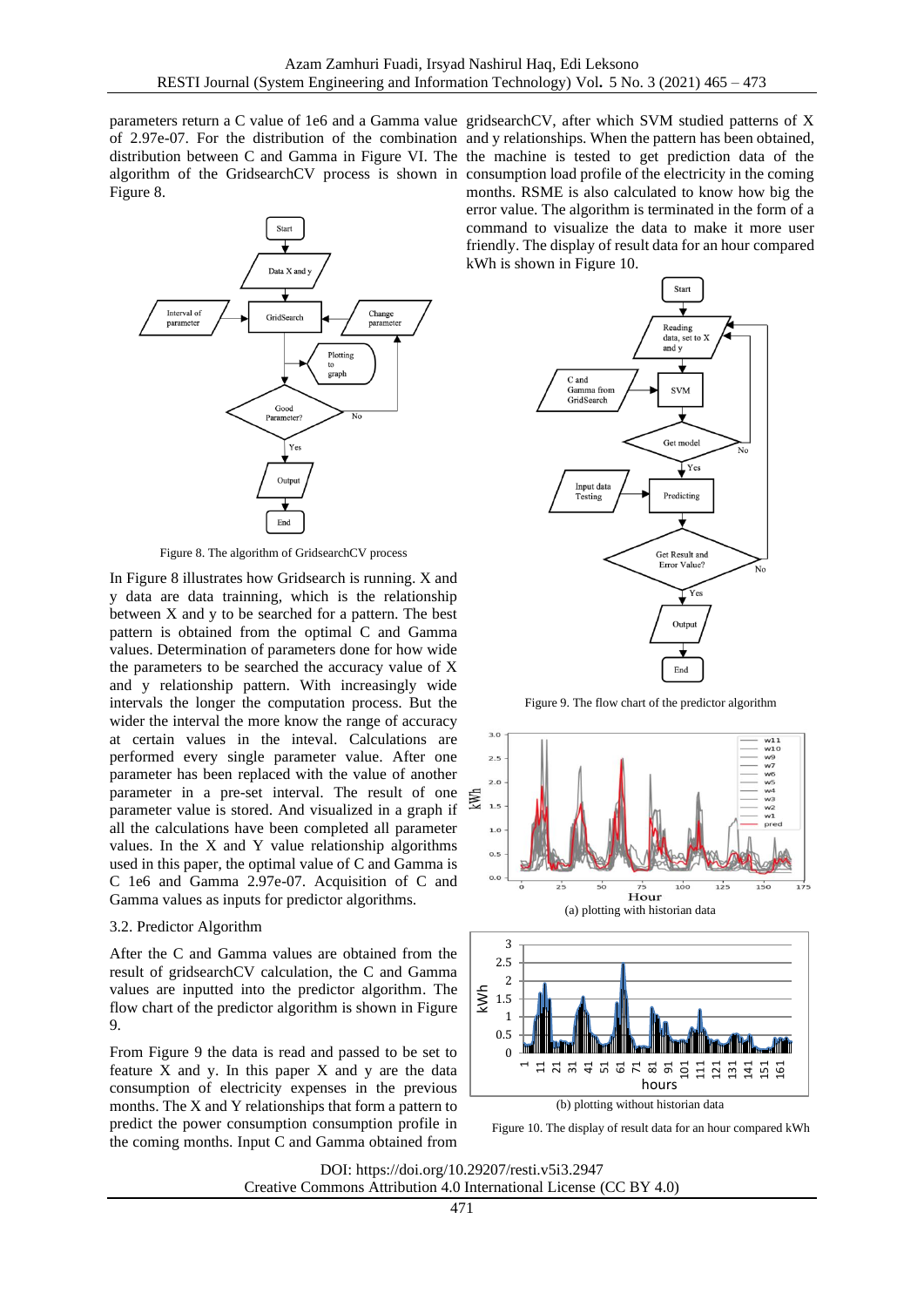parameters return a C value of 1e6 and a Gamma value of 2.97e-07. For the distribution of the combination distribution between C and Gamma in Figure VI. The algorithm of the GridsearchCV process is shown in Figure 8.

Figure 8. The algorithm of GridsearchCV process

In Figure 8 illustrates how Gridsearch is running. X and y data are data trainning, which is the relationship between X and y to be searched for a pattern. The best pattern is obtained from the optimal C and Gamma values. Determination of parameters done for how wide the parameters to be searched the accuracy value of X and y relationship pattern. With increasingly wide intervals the longer the computation process. But the wider the interval the more know the range of accuracy at certain values in the inteval. Calculations are performed every single parameter value. After one parameter has been replaced with the value of another parameter in a pre-set interval. The result of one parameter value is stored. And visualized in a graph if all the calculations have been completed all parameter values. In the X and Y value relationship algorithms used in this paper, the optimal value of C and Gamma is C 1e6 and Gamma 2.97e-07. Acquisition of C and Gamma values as inputs for predictor algorithms.

### 3.2. Predictor Algorithm

After the C and Gamma values are obtained from the result of gridsearchCV calculation, the C and Gamma values are inputted into the predictor algorithm. The flow chart of the predictor algorithm is shown in Figure 9.

From Figure 9 the data is read and passed to be set to feature X and y. In this paper X and y are the data consumption of electricity expenses in the previous months. The X and Y relationships that form a pattern to predict the power consumption consumption profile in the coming months. Input C and Gamma obtained from gridsearchCV, after which SVM studied patterns of X and y relationships. When the pattern has been obtained, the machine is tested to get prediction data of the consumption load profile of the electricity in the coming months. RSME is also calculated to know how big the error value. The algorithm is terminated in the form of a command to visualize the data to make it more user friendly. The display of result data for an hour compared kWh is shown in Figure 10.

Figure 9. The flow chart of the predictor algorithm

(a) plotting with historian data

(b) plotting without historian data

Figure 10. The display of result data for an hour compared kWh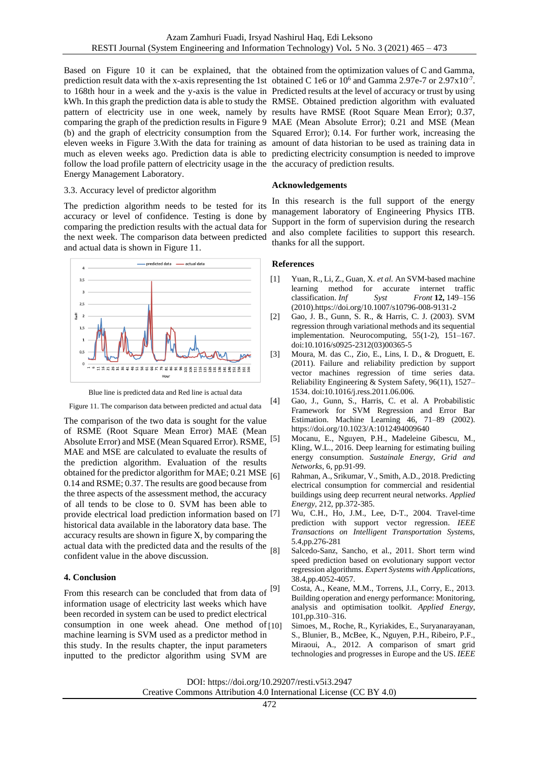Based on Figure 10 it can be explained, that the prediction result data with the x-axis representing the 1st to 168th hour in a week and the y-axis is the value in kWh. In this graph the prediction data is able to study the pattern of electricity use in one week, namely by comparing the graph of the prediction results in Figure 9 (b) and the graph of electricity consumption from the eleven weeks in Figure 3.With the data for training as much as eleven weeks ago. Prediction data is able to follow the load profile pattern of electricity usage in the Energy Management Laboratory.

### 3.3. Accuracy level of predictor algorithm

The prediction algorithm needs to be tested for its accuracy or level of confidence. Testing is done by comparing the prediction results with the actual data for the next week. The comparison data between predicted and actual data is shown in Figure 11.

Blue line is predicted data and Red line is actual data

Figure 11. The comparison data between predicted and actual data

The comparison of the two data is sought for the value of RSME (Root Square Mean Error) MAE (Mean Absolute Error) and MSE (Mean Squared Error). RSME, MAE and MSE are calculated to evaluate the results of the prediction algorithm. Evaluation of the results obtained for the predictor algorithm for MAE; 0.21 MSE 0.14 and RSME; 0.37. The results are good because from the three aspects of the assessment method, the accuracy of all tends to be close to 0. SVM has been able to provide electrical load prediction information based on historical data available in the laboratory data base. The accuracy results are shown in figure X, by comparing the actual data with the predicted data and the results of the confident value in the above discussion.

## 4. Conclusion

From this research can be concluded that from data of information usage of electricity last weeks which have been recorded in system can be used to predict electrical consumption in one week ahead. One method of machine learning is SVM used as a predictor method in this study. In the results chapter, the input parameters inputted to the predictor algorithm using SVM are obtained from the optimization values of C and Gamma, obtained C 1e6 or $10^6$ and Gamma 2.97e-7 or $2.97 \times 10^{-7}$. Predicted results at the level of accuracy or trust by using RMSE. Obtained prediction algorithm with evaluated results have RMSE (Root Square Mean Error); 0.37, MAE (Mean Absolute Error); 0.21 and MSE (Mean Squared Error); 0.14. For further work, increasing the amount of data historian to be used as training data in predicting electricity consumption is needed to improve the accuracy of prediction results.

### Acknowledgements

In this research is the full support of the energy management laboratory of Engineering Physics ITB. Support in the form of supervision during the research and also complete facilities to support this research. thanks for all the support.

### References

[1] Yuan, R., Li, Z., Guan, X. *et al.* An SVM-based machine learning method for accurate internet traffic classification. *Inf Syst Front* **12,** 149–156 (2010).https://doi.org/10.1007/s10796-008-9131-2

[2] Gao, J. B., Gunn, S. R., & Harris, C. J. (2003). SVM regression through variational methods and its sequential implementation. Neurocomputing, 55(1-2), 151–167. doi:10.1016/s0925-2312(03)00365-5

[3] Moura, M. das C., Zio, E., Lins, I. D., & Droguett, E. (2011). Failure and reliability prediction by support vector machines regression of time series data. Reliability Engineering & System Safety, 96(11), 1527–1534. doi:10.1016/j.ress.2011.06.006.

[4] Gao, J., Gunn, S., Harris, C. et al. A Probabilistic Framework for SVM Regression and Error Bar Estimation. Machine Learning 46, 71–89 (2002). https://doi.org/10.1023/A:1012494009640

[5] Mocanu, E., Nguyen, P.H., Madeleine Gibescu, M., Kling, W.L., 2016. Deep learning for estimating builing energy consumption. *Sustainale Energy, Grid and Networks*, 6, pp.91-99.

[6] Rahman, A., Srikumar, V., Smith, A.D., 2018. Predicting electrical consumption for commercial and residential buildings using deep recurrent neural networks. *Applied Energy*, 212, pp.372-385.

[7] Wu, C.H., Ho, J.M., Lee, D-T., 2004. Travel-time prediction with support vector regression. *IEEE Transactions on Intelligent Transportation Systems*, 5.4,pp.276-281

[8] Salcedo-Sanz, Sancho, et al., 2011. Short term wind speed prediction based on evolutionary support vector regression algorithms. *Expert Systems with Applications*, 38.4,pp.4052-4057.

[9] Costa, A., Keane, M.M., Torrens, J.I., Corry, E., 2013. Building operation and energy performance: Monitoring, analysis and optimisation toolkit. *Applied Energy*, 101,pp.310–316.

[10] Simoes, M., Roche, R., Kyriakides, E., Suryanarayanan, S., Blunier, B., McBee, K., Nguyen, P.H., Ribeiro, P.F., Miraoui, A., 2012. A comparison of smart grid technologies and progresses in Europe and the US. *IEEE*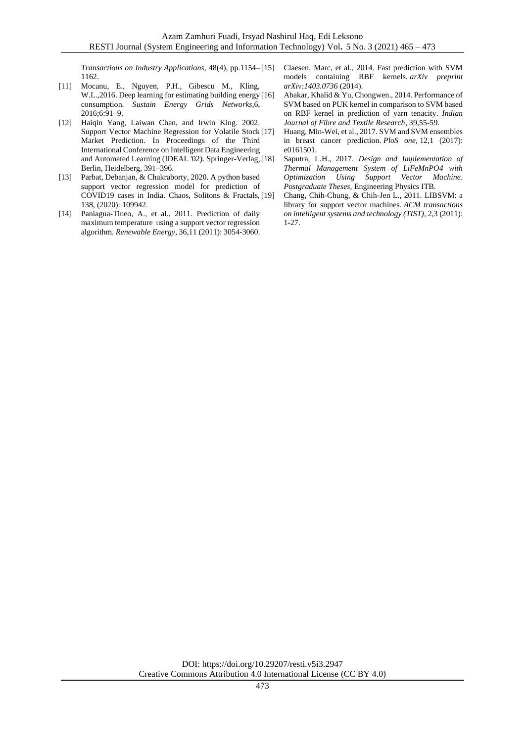*Transactions on Industry Applications*, 48(4), pp.1154–1162.

[11] Mocanu, E., Nguyen, P.H., Gibescu M., Kling, W.L.,2016. Deep learning for estimating building energy consumption. *Sustain Energy Grids Networks*,6, 2016;6:91–9.

[12] Haiqin Yang, Laiwan Chan, and Irwin King. 2002. Support Vector Machine Regression for Volatile Stock Market Prediction. In Proceedings of the Third International Conference on Intelligent Data Engineering and Automated Learning (IDEAL '02). Springer-Verlag, Berlin, Heidelberg, 391–396.

[13] Parbat, Debanjan, & Chakraborty, 2020. A python based support vector regression model for prediction of COVID19 cases in India. Chaos, Solitons & Fractals, 138, (2020): 109942.

[14] Paniagua-Tineo, A., et al., 2011. Prediction of daily maximum temperature using a support vector regression algorithm. *Renewable Energy*, 36,11 (2011): 3054-3060.

[15] Claesen, Marc, et al., 2014. Fast prediction with SVM models containing RBF kernels. *arXiv preprint arXiv:1403.0736* (2014).

[16] Abakar, Khalid & Yu, Chongwen., 2014. Performance of SVM based on PUK kernel in comparison to SVM based on RBF kernel in prediction of yarn tenacity. *Indian Journal of Fibre and Textile Research*, 39,55-59.

[17] Huang, Min-Wei, et al., 2017. SVM and SVM ensembles in breast cancer prediction. *PloS one*, 12,1 (2017): e0161501.

[18] Saputra, L.H., 2017. *Design and Implementation of Thermal Management System of LiFeMnPO4 with Optimization Using Support Vector Machine*. *Postgraduate Theses*, Engineering Physics ITB.

[19] Chang, Chih-Chung, & Chih-Jen L., 2011. LIBSVM: a library for support vector machines. *ACM transactions on intelligent systems and technology (TIST)*, 2,3 (2011): 1-27.